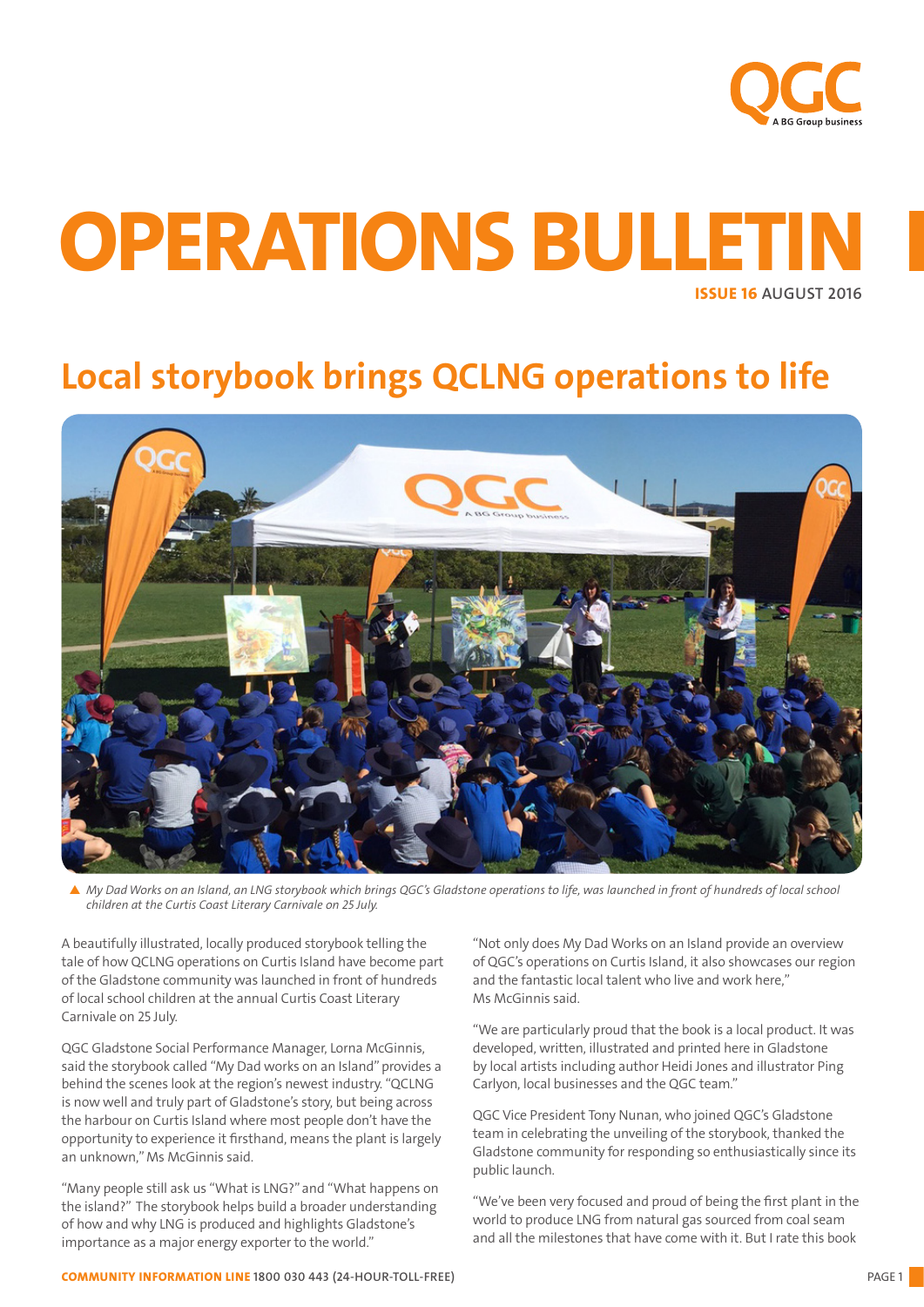# OPERATIONS BULLETIN

**ISSUE 16** AUGUST 2016

## Local storybook brings QCLNG operations to life

▲ *My Dad Works on an Island, an LNG storybook which brings QGC's Gladstone operations to life, was launched in front of hundreds of local school children at the Curtis Coast Literary Carnivale on 25 July.*

A beautifully illustrated, locally produced storybook telling the tale of how QCLNG operations on Curtis Island have become part of the Gladstone community was launched in front of hundreds of local school children at the annual Curtis Coast Literary Carnivale on 25 July.

QGC Gladstone Social Performance Manager, Lorna McGinnis, said the storybook called "My Dad works on an Island" provides a behind the scenes look at the region's newest industry. "QCLNG is now well and truly part of Gladstone's story, but being across the harbour on Curtis Island where most people don't have the opportunity to experience it firsthand, means the plant is largely an unknown," Ms McGinnis said.

"Many people still ask us "What is LNG?" and "What happens on the island?" The storybook helps build a broader understanding of how and why LNG is produced and highlights Gladstone's importance as a major energy exporter to the world."

"Not only does My Dad Works on an Island provide an overview of QGC's operations on Curtis Island, it also showcases our region and the fantastic local talent who live and work here," Ms McGinnis said.

"We are particularly proud that the book is a local product. It was developed, written, illustrated and printed here in Gladstone by local artists including author Heidi Jones and illustrator Ping Carlyon, local businesses and the QGC team."

QGC Vice President Tony Nunan, who joined QGC's Gladstone team in celebrating the unveiling of the storybook, thanked the Gladstone community for responding so enthusiastically since its public launch.

"We've been very focused and proud of being the first plant in the world to produce LNG from natural gas sourced from coal seam and all the milestones that have come with it. But I rate this book

**COMMUNITY INFORMATION LINE** 1800 030 443 (24-HOUR-TOLL-FREE)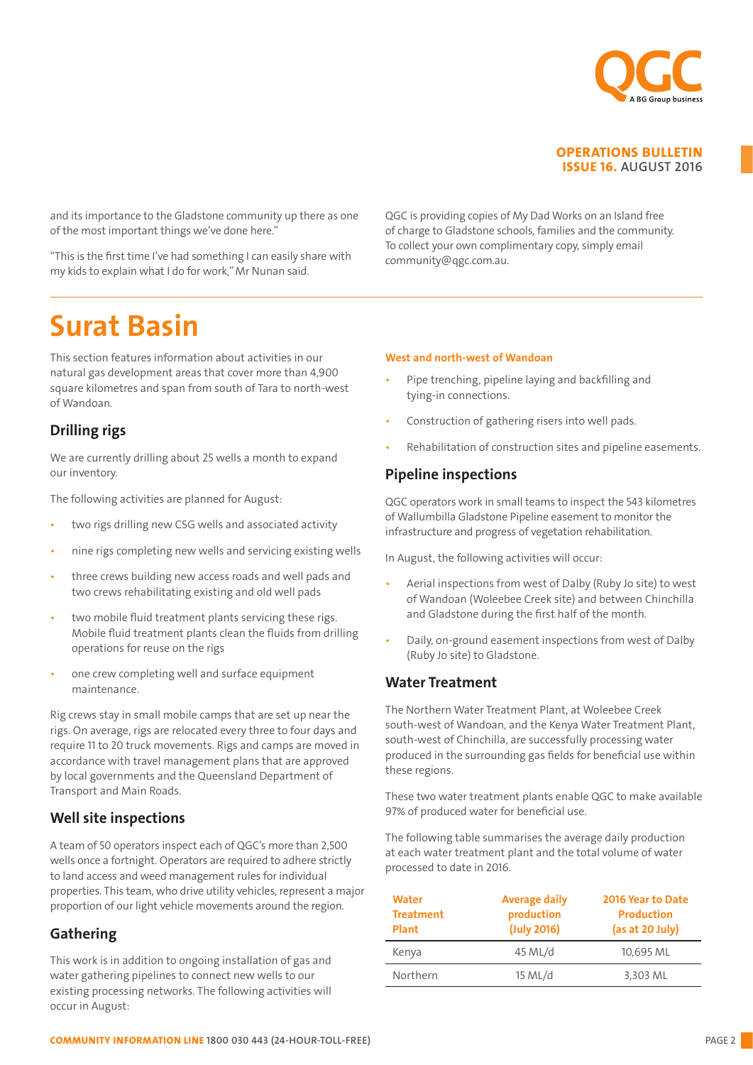and its importance to the Gladstone community up there as one of the most important things we've done here."

"This is the first time I've had something I can easily share with my kids to explain what I do for work," Mr Nunan said.

QGC is providing copies of My Dad Works on an Island free of charge to Gladstone schools, families and the community. To collect your own complimentary copy, simply email community@qgc.com.au.

# Surat Basin

This section features information about activities in our natural gas development areas that cover more than 4,900 square kilometres and span from south of Tara to north-west of Wandoan.

## Drilling rigs

We are currently drilling about 25 wells a month to expand our inventory.

The following activities are planned for August:

- two rigs drilling new CSG wells and associated activity
- nine rigs completing new wells and servicing existing wells
- three crews building new access roads and well pads and two crews rehabilitating existing and old well pads
- two mobile fluid treatment plants servicing these rigs. Mobile fluid treatment plants clean the fluids from drilling operations for reuse on the rigs
- one crew completing well and surface equipment maintenance.

Rig crews stay in small mobile camps that are set up near the rigs. On average, rigs are relocated every three to four days and require 11 to 20 truck movements. Rigs and camps are moved in accordance with travel management plans that are approved by local governments and the Queensland Department of Transport and Main Roads.

## Well site inspections

A team of 50 operators inspect each of QGC's more than 2,500 wells once a fortnight. Operators are required to adhere strictly to land access and weed management rules for individual properties. This team, who drive utility vehicles, represent a major proportion of our light vehicle movements around the region.

## Gathering

This work is in addition to ongoing installation of gas and water gathering pipelines to connect new wells to our existing processing networks. The following activities will occur in August:

### West and north-west of Wandoan

- Pipe trenching, pipeline laying and backfilling and tying-in connections.
- Construction of gathering risers into well pads.
- Rehabilitation of construction sites and pipeline easements.

## Pipeline inspections

QGC operators work in small teams to inspect the 543 kilometres of Wallumbilla Gladstone Pipeline easement to monitor the infrastructure and progress of vegetation rehabilitation.

In August, the following activities will occur:

- Aerial inspections from west of Dalby (Ruby Jo site) to west of Wandoan (Woleebee Creek site) and between Chinchilla and Gladstone during the first half of the month.
- Daily, on-ground easement inspections from west of Dalby (Ruby Jo site) to Gladstone.

## Water Treatment

The Northern Water Treatment Plant, at Woleebee Creek south-west of Wandoan, and the Kenya Water Treatment Plant, south-west of Chinchilla, are successfully processing water produced in the surrounding gas fields for beneficial use within these regions.

These two water treatment plants enable QGC to make available 97% of produced water for beneficial use.

The following table summarises the average daily production at each water treatment plant and the total volume of water processed to date in 2016.

| Water Treatment Plant | Average daily production (July 2016) | 2016 Year to Date Production (as at 20 July) |
|---|---|---|
| Kenya | 45 ML/d | 10,695 ML |
| Northern | 15 ML/d | 3,303 ML |

**COMMUNITY INFORMATION LINE** 1800 030 443 (24-HOUR-TOLL-FREE)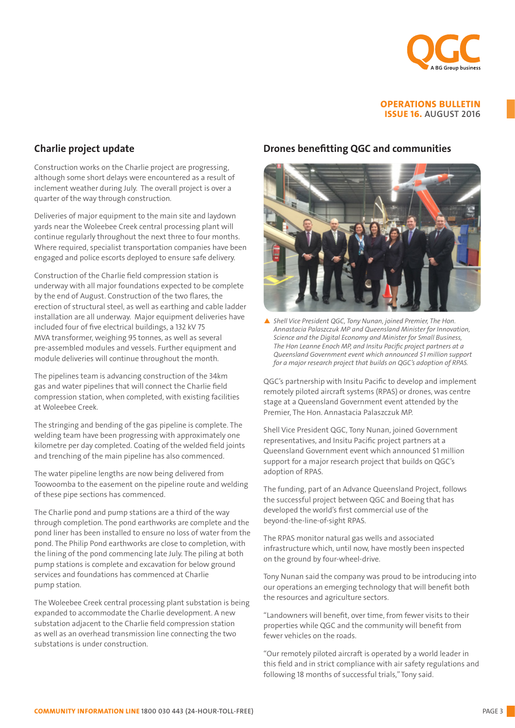## Charlie project update

Construction works on the Charlie project are progressing, although some short delays were encountered as a result of inclement weather during July. The overall project is over a quarter of the way through construction.

Deliveries of major equipment to the main site and laydown yards near the Woleebee Creek central processing plant will continue regularly throughout the next three to four months. Where required, specialist transportation companies have been engaged and police escorts deployed to ensure safe delivery.

Construction of the Charlie field compression station is underway with all major foundations expected to be complete by the end of August. Construction of the two flares, the erection of structural steel, as well as earthing and cable ladder installation are all underway. Major equipment deliveries have included four of five electrical buildings, a 132 kV 75 MVA transformer, weighing 95 tonnes, as well as several pre-assembled modules and vessels. Further equipment and module deliveries will continue throughout the month.

The pipelines team is advancing construction of the 34km gas and water pipelines that will connect the Charlie field compression station, when completed, with existing facilities at Woleebee Creek.

The stringing and bending of the gas pipeline is complete. The welding team have been progressing with approximately one kilometre per day completed. Coating of the welded field joints and trenching of the main pipeline has also commenced.

The water pipeline lengths are now being delivered from Toowoomba to the easement on the pipeline route and welding of these pipe sections has commenced.

The Charlie pond and pump stations are a third of the way through completion. The pond earthworks are complete and the pond liner has been installed to ensure no loss of water from the pond. The Philip Pond earthworks are close to completion, with the lining of the pond commencing late July. The piling at both pump stations is complete and excavation for below ground services and foundations has commenced at Charlie pump station.

The Woleebee Creek central processing plant substation is being expanded to accommodate the Charlie development. A new substation adjacent to the Charlie field compression station as well as an overhead transmission line connecting the two substations is under construction.

## Drones benefitting QGC and communities

*Shell Vice President QGC, Tony Nunan, joined Premier, The Hon. Annastacia Palaszczuk MP and Queensland Minister for Innovation, Science and the Digital Economy and Minister for Small Business, The Hon Leanne Enoch MP, and Insitu Pacific project partners at a Queensland Government event which announced $1 million support for a major research project that builds on QGC's adoption of RPAS.*

QGC's partnership with Insitu Pacific to develop and implement remotely piloted aircraft systems (RPAS) or drones, was centre stage at a Queensland Government event attended by the Premier, The Hon. Annastacia Palaszczuk MP.

Shell Vice President QGC, Tony Nunan, joined Government representatives, and Insitu Pacific project partners at a Queensland Government event which announced $1 million support for a major research project that builds on QGC's adoption of RPAS.

The funding, part of an Advance Queensland Project, follows the successful project between QGC and Boeing that has developed the world's first commercial use of the beyond-the-line-of-sight RPAS.

The RPAS monitor natural gas wells and associated infrastructure which, until now, have mostly been inspected on the ground by four-wheel-drive.

Tony Nunan said the company was proud to be introducing into our operations an emerging technology that will benefit both the resources and agriculture sectors.

"Landowners will benefit, over time, from fewer visits to their properties while QGC and the community will benefit from fewer vehicles on the roads.

"Our remotely piloted aircraft is operated by a world leader in this field and in strict compliance with air safety regulations and following 18 months of successful trials," Tony said.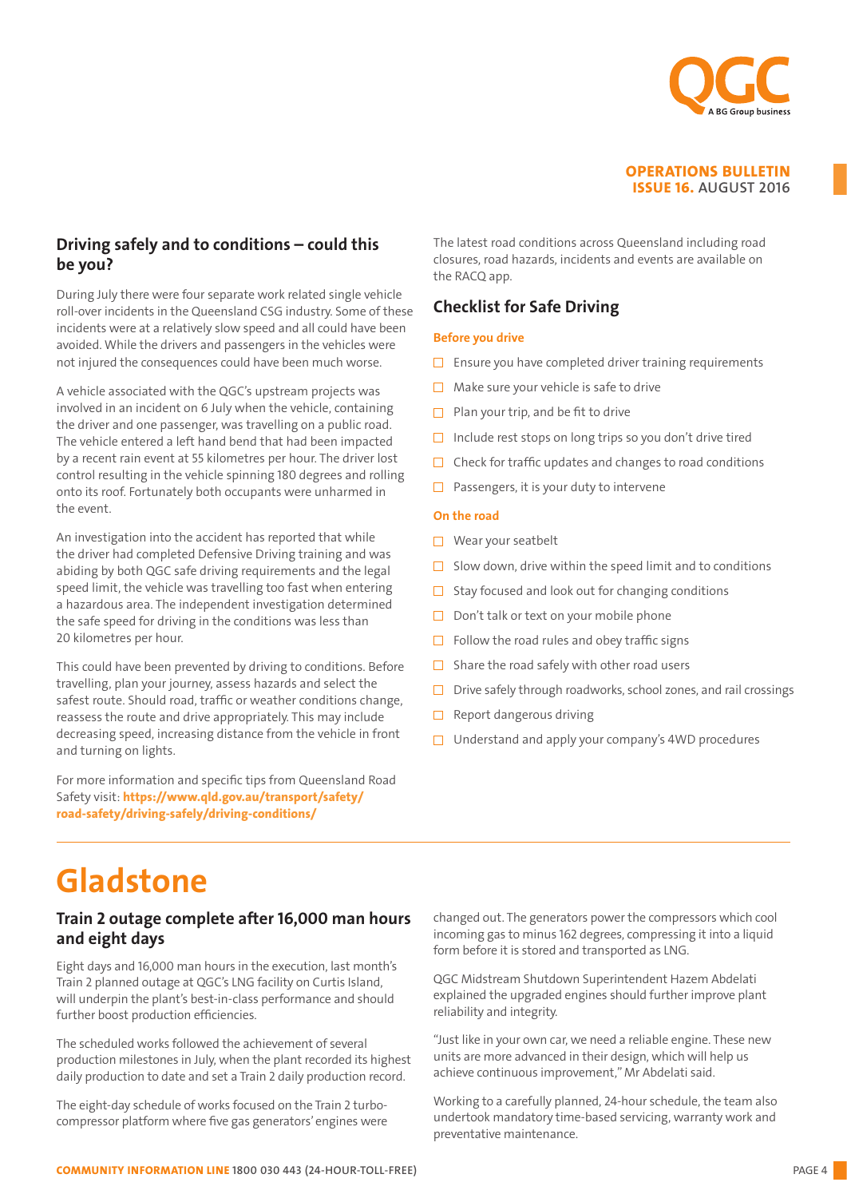## Driving safely and to conditions – could this be you?

During July there were four separate work related single vehicle roll-over incidents in the Queensland CSG industry. Some of these incidents were at a relatively slow speed and all could have been avoided. While the drivers and passengers in the vehicles were not injured the consequences could have been much worse.

A vehicle associated with the QGC's upstream projects was involved in an incident on 6 July when the vehicle, containing the driver and one passenger, was travelling on a public road. The vehicle entered a left hand bend that had been impacted by a recent rain event at 55 kilometres per hour. The driver lost control resulting in the vehicle spinning 180 degrees and rolling onto its roof. Fortunately both occupants were unharmed in the event.

An investigation into the accident has reported that while the driver had completed Defensive Driving training and was abiding by both QGC safe driving requirements and the legal speed limit, the vehicle was travelling too fast when entering a hazardous area. The independent investigation determined the safe speed for driving in the conditions was less than 20 kilometres per hour.

This could have been prevented by driving to conditions. Before travelling, plan your journey, assess hazards and select the safest route. Should road, traffic or weather conditions change, reassess the route and drive appropriately. This may include decreasing speed, increasing distance from the vehicle in front and turning on lights.

For more information and specific tips from Queensland Road Safety visit: **https://www.qld.gov.au/transport/safety/road-safety/driving-safely/driving-conditions/**

The latest road conditions across Queensland including road closures, road hazards, incidents and events are available on the RACQ app.

### Checklist for Safe Driving

**Before you drive**

- ☐ Ensure you have completed driver training requirements
- ☐ Make sure your vehicle is safe to drive
- ☐ Plan your trip, and be fit to drive
- ☐ Include rest stops on long trips so you don't drive tired
- ☐ Check for traffic updates and changes to road conditions
- ☐ Passengers, it is your duty to intervene

**On the road**

- ☐ Wear your seatbelt
- ☐ Slow down, drive within the speed limit and to conditions
- ☐ Stay focused and look out for changing conditions
- ☐ Don't talk or text on your mobile phone
- ☐ Follow the road rules and obey traffic signs
- ☐ Share the road safely with other road users
- ☐ Drive safely through roadworks, school zones, and rail crossings
- ☐ Report dangerous driving
- ☐ Understand and apply your company's 4WD procedures

# Gladstone

## Train 2 outage complete after 16,000 man hours and eight days

Eight days and 16,000 man hours in the execution, last month's Train 2 planned outage at QGC's LNG facility on Curtis Island, will underpin the plant's best-in-class performance and should further boost production efficiencies.

The scheduled works followed the achievement of several production milestones in July, when the plant recorded its highest daily production to date and set a Train 2 daily production record.

The eight-day schedule of works focused on the Train 2 turbo-compressor platform where five gas generators' engines were changed out. The generators power the compressors which cool incoming gas to minus 162 degrees, compressing it into a liquid form before it is stored and transported as LNG.

QGC Midstream Shutdown Superintendent Hazem Abdelati explained the upgraded engines should further improve plant reliability and integrity.

"Just like in your own car, we need a reliable engine. These new units are more advanced in their design, which will help us achieve continuous improvement," Mr Abdelati said.

Working to a carefully planned, 24-hour schedule, the team also undertook mandatory time-based servicing, warranty work and preventative maintenance.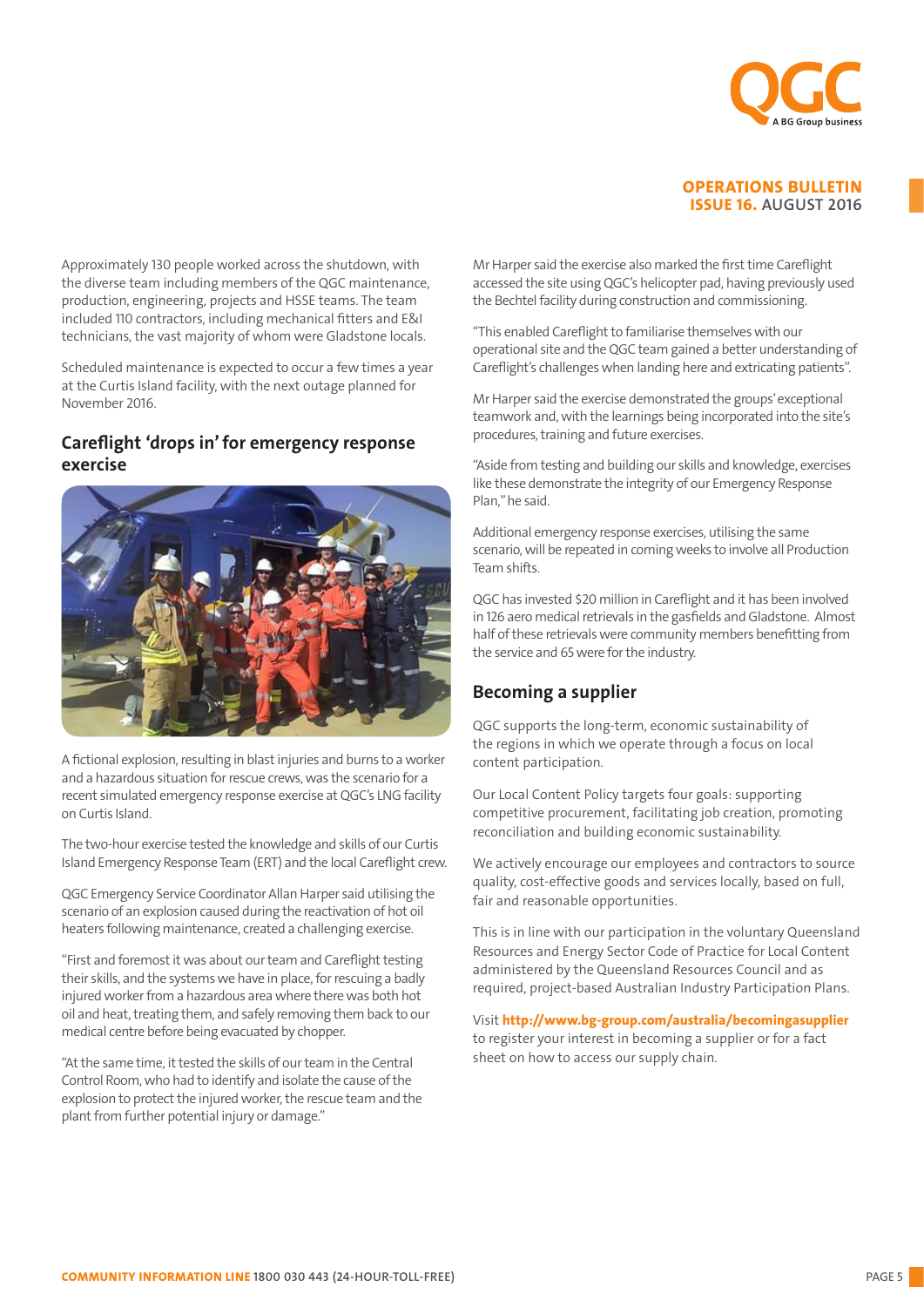Approximately 130 people worked across the shutdown, with the diverse team including members of the QGC maintenance, production, engineering, projects and HSSE teams. The team included 110 contractors, including mechanical fitters and E&I technicians, the vast majority of whom were Gladstone locals.

Scheduled maintenance is expected to occur a few times a year at the Curtis Island facility, with the next outage planned for November 2016.

## Careflight 'drops in' for emergency response exercise

A fictional explosion, resulting in blast injuries and burns to a worker and a hazardous situation for rescue crews, was the scenario for a recent simulated emergency response exercise at QGC's LNG facility on Curtis Island.

The two-hour exercise tested the knowledge and skills of our Curtis Island Emergency Response Team (ERT) and the local Careflight crew.

QGC Emergency Service Coordinator Allan Harper said utilising the scenario of an explosion caused during the reactivation of hot oil heaters following maintenance, created a challenging exercise.

"First and foremost it was about our team and Careflight testing their skills, and the systems we have in place, for rescuing a badly injured worker from a hazardous area where there was both hot oil and heat, treating them, and safely removing them back to our medical centre before being evacuated by chopper.

"At the same time, it tested the skills of our team in the Central Control Room, who had to identify and isolate the cause of the explosion to protect the injured worker, the rescue team and the plant from further potential injury or damage."

Mr Harper said the exercise also marked the first time Careflight accessed the site using QGC's helicopter pad, having previously used the Bechtel facility during construction and commissioning.

"This enabled Careflight to familiarise themselves with our operational site and the QGC team gained a better understanding of Careflight's challenges when landing here and extricating patients".

Mr Harper said the exercise demonstrated the groups' exceptional teamwork and, with the learnings being incorporated into the site's procedures, training and future exercises.

"Aside from testing and building our skills and knowledge, exercises like these demonstrate the integrity of our Emergency Response Plan," he said.

Additional emergency response exercises, utilising the same scenario, will be repeated in coming weeks to involve all Production Team shifts.

QGC has invested $20 million in Careflight and it has been involved in 126 aero medical retrievals in the gasfields and Gladstone. Almost half of these retrievals were community members benefitting from the service and 65 were for the industry.

## Becoming a supplier

QGC supports the long-term, economic sustainability of the regions in which we operate through a focus on local content participation.

Our Local Content Policy targets four goals: supporting competitive procurement, facilitating job creation, promoting reconciliation and building economic sustainability.

We actively encourage our employees and contractors to source quality, cost-effective goods and services locally, based on full, fair and reasonable opportunities.

This is in line with our participation in the voluntary Queensland Resources and Energy Sector Code of Practice for Local Content administered by the Queensland Resources Council and as required, project-based Australian Industry Participation Plans.

Visit **http://www.bg-group.com/australia/becomingasupplier** to register your interest in becoming a supplier or for a fact sheet on how to access our supply chain.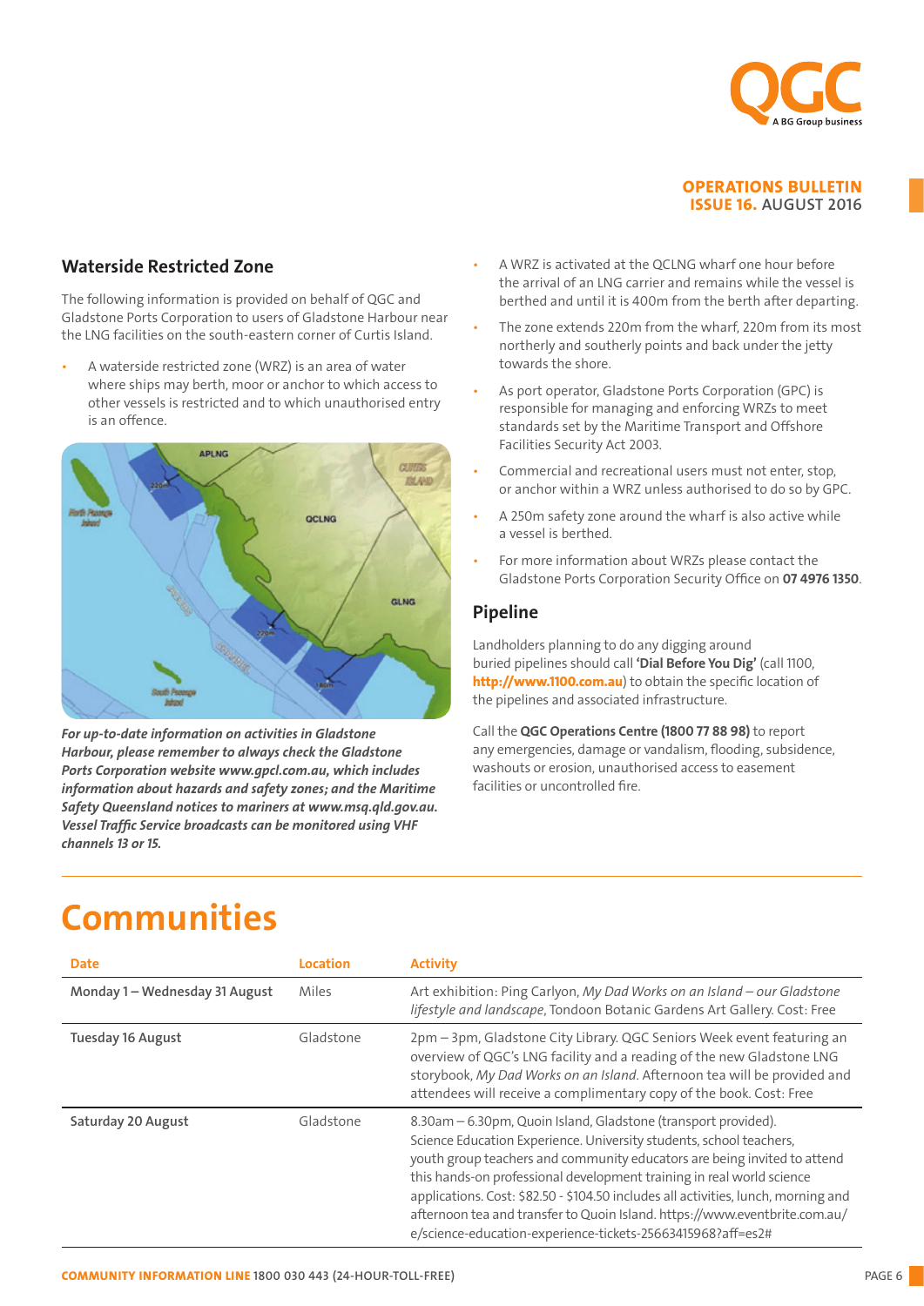## Waterside Restricted Zone

The following information is provided on behalf of QGC and Gladstone Ports Corporation to users of Gladstone Harbour near the LNG facilities on the south-eastern corner of Curtis Island.

- A waterside restricted zone (WRZ) is an area of water where ships may berth, moor or anchor to which access to other vessels is restricted and to which unauthorised entry is an offence.

***For up-to-date information on activities in Gladstone Harbour, please remember to always check the Gladstone Ports Corporation website www.gpcl.com.au, which includes information about hazards and safety zones; and the Maritime Safety Queensland notices to mariners at www.msq.qld.gov.au. Vessel Traffic Service broadcasts can be monitored using VHF channels 13 or 15.***

- A WRZ is activated at the QCLNG wharf one hour before the arrival of an LNG carrier and remains while the vessel is berthed and until it is 400m from the berth after departing.
- The zone extends 220m from the wharf, 220m from its most northerly and southerly points and back under the jetty towards the shore.
- As port operator, Gladstone Ports Corporation (GPC) is responsible for managing and enforcing WRZs to meet standards set by the Maritime Transport and Offshore Facilities Security Act 2003.
- Commercial and recreational users must not enter, stop, or anchor within a WRZ unless authorised to do so by GPC.
- A 250m safety zone around the wharf is also active while a vessel is berthed.
- For more information about WRZs please contact the Gladstone Ports Corporation Security Office on **07 4976 1350**.

## Pipeline

Landholders planning to do any digging around buried pipelines should call **'Dial Before You Dig'** (call 1100, **http://www.1100.com.au**) to obtain the specific location of the pipelines and associated infrastructure.

Call the **QGC Operations Centre (1800 77 88 98)** to report any emergencies, damage or vandalism, flooding, subsidence, washouts or erosion, unauthorised access to easement facilities or uncontrolled fire.

# Communities

| Date | Location | Activity |
|---|---|---|
| Monday 1 – Wednesday 31 August | Miles | Art exhibition: Ping Carlyon, *My Dad Works on an Island – our Gladstone lifestyle and landscape*, Tondoon Botanic Gardens Art Gallery. Cost: Free |
| Tuesday 16 August | Gladstone | 2pm – 3pm, Gladstone City Library. QGC Seniors Week event featuring an overview of QGC's LNG facility and a reading of the new Gladstone LNG storybook, *My Dad Works on an Island*. Afternoon tea will be provided and attendees will receive a complimentary copy of the book. Cost: Free |
| Saturday 20 August | Gladstone | 8.30am – 6.30pm, Quoin Island, Gladstone (transport provided). Science Education Experience. University students, school teachers, youth group teachers and community educators are being invited to attend this hands-on professional development training in real world science applications. Cost: $82.50 - $104.50 includes all activities, lunch, morning and afternoon tea and transfer to Quoin Island. https://www.eventbrite.com.au/e/science-education-experience-tickets-25663415968?aff=es2# |

**COMMUNITY INFORMATION LINE** 1800 030 443 (24-HOUR-TOLL-FREE)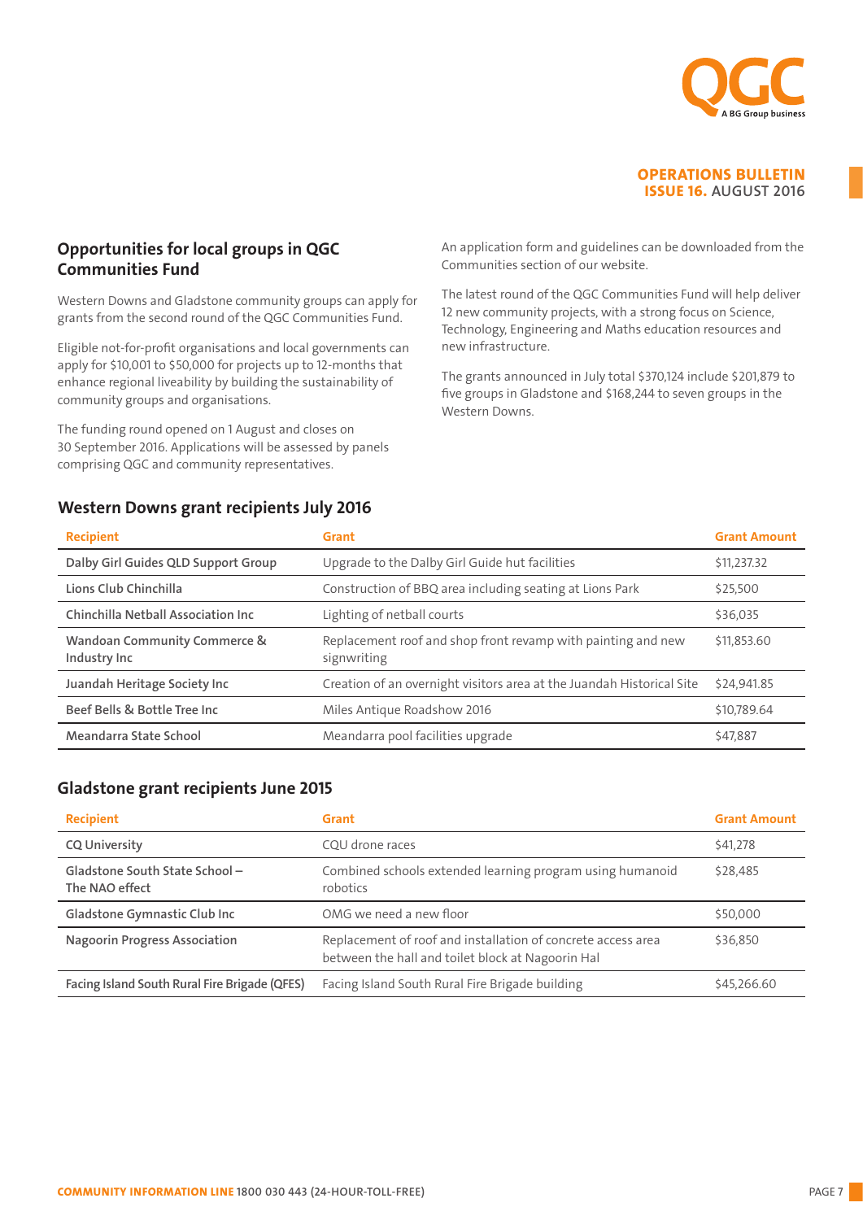## Opportunities for local groups in QGC Communities Fund

Western Downs and Gladstone community groups can apply for grants from the second round of the QGC Communities Fund.

Eligible not-for-profit organisations and local governments can apply for $10,001 to $50,000 for projects up to 12-months that enhance regional liveability by building the sustainability of community groups and organisations.

The funding round opened on 1 August and closes on 30 September 2016. Applications will be assessed by panels comprising QGC and community representatives.

An application form and guidelines can be downloaded from the Communities section of our website.

The latest round of the QGC Communities Fund will help deliver 12 new community projects, with a strong focus on Science, Technology, Engineering and Maths education resources and new infrastructure.

The grants announced in July total $370,124 include $201,879 to five groups in Gladstone and $168,244 to seven groups in the Western Downs.

## Western Downs grant recipients July 2016

| Recipient | Grant | Grant Amount |
|---|---|---|
| Dalby Girl Guides QLD Support Group | Upgrade to the Dalby Girl Guide hut facilities | $11,237.32 |
| Lions Club Chinchilla | Construction of BBQ area including seating at Lions Park | $25,500 |
| Chinchilla Netball Association Inc | Lighting of netball courts | $36,035 |
| Wandoan Community Commerce & Industry Inc | Replacement roof and shop front revamp with painting and new signwriting | $11,853.60 |
| Juandah Heritage Society Inc | Creation of an overnight visitors area at the Juandah Historical Site | $24,941.85 |
| Beef Bells & Bottle Tree Inc | Miles Antique Roadshow 2016 | $10,789.64 |
| Meandarra State School | Meandarra pool facilities upgrade | $47,887 |

## Gladstone grant recipients June 2015

| Recipient | Grant | Grant Amount |
|---|---|---|
| CQ University | CQU drone races | $41,278 |
| Gladstone South State School – The NAO effect | Combined schools extended learning program using humanoid robotics | $28,485 |
| Gladstone Gymnastic Club Inc | OMG we need a new floor | $50,000 |
| Nagoorin Progress Association | Replacement of roof and installation of concrete access area between the hall and toilet block at Nagoorin Hal | $36,850 |
| Facing Island South Rural Fire Brigade (QFES) | Facing Island South Rural Fire Brigade building | $45,266.60 |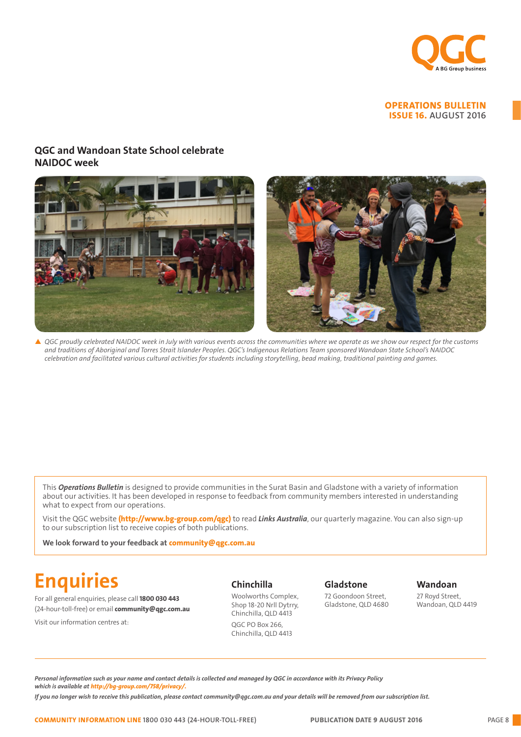## QGC and Wandoan State School celebrate NAIDOC week

▲ *QGC proudly celebrated NAIDOC week in July with various events across the communities where we operate as we show our respect for the customs and traditions of Aboriginal and Torres Strait Islander Peoples. QGC's Indigenous Relations Team sponsored Wandoan State School's NAIDOC celebration and facilitated various cultural activities for students including storytelling, bead making, traditional painting and games.*

This ***Operations Bulletin*** is designed to provide communities in the Surat Basin and Gladstone with a variety of information about our activities. It has been developed in response to feedback from community members interested in understanding what to expect from our operations.

Visit the QGC website **(http://www.bg-group.com/qgc)** to read ***Links Australia***, our quarterly magazine. You can also sign-up to our subscription list to receive copies of both publications.

**We look forward to your feedback at community@qgc.com.au**

# Enquiries

For all general enquiries, please call **1800 030 443** (24-hour-toll-free) or email **community@qgc.com.au**

Visit our information centres at:

### Chinchilla

Woolworths Complex,
Shop 18-20 Nrll Dytrry,
Chinchilla, QLD 4413

QGC PO Box 266,
Chinchilla, QLD 4413

### Gladstone

72 Goondoon Street,
Gladstone, QLD 4680

### Wandoan

27 Royd Street,
Wandoan, QLD 4419

***Personal information such as your name and contact details is collected and managed by QGC in accordance with its Privacy Policy which is available at http://bg-group.com/758/privacy/.***

***If you no longer wish to receive this publication, please contact community@qgc.com.au and your details will be removed from our subscription list.***

**COMMUNITY INFORMATION LINE** 1800 030 443 (24-HOUR-TOLL-FREE)

**PUBLICATION DATE 9 AUGUST 2016**